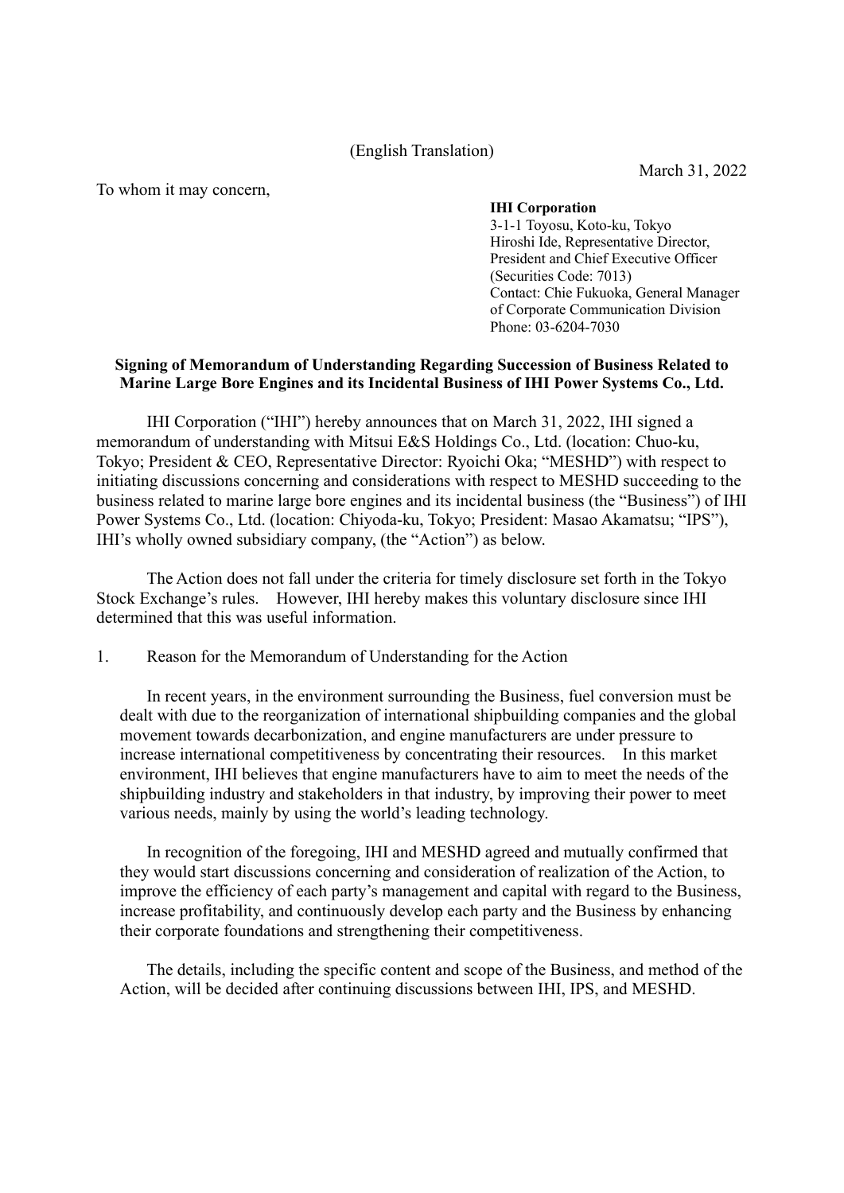(English Translation)

March 31, 2022

To whom it may concern,

**IHI Corporation**
3-1-1 Toyosu, Koto-ku, Tokyo
Hiroshi Ide, Representative Director,
President and Chief Executive Officer
(Securities Code: 7013)
Contact: Chie Fukuoka, General Manager
of Corporate Communication Division
Phone: 03-6204-7030

**Signing of Memorandum of Understanding Regarding Succession of Business Related to Marine Large Bore Engines and its Incidental Business of IHI Power Systems Co., Ltd.**

IHI Corporation ("IHI") hereby announces that on March 31, 2022, IHI signed a memorandum of understanding with Mitsui E&S Holdings Co., Ltd. (location: Chuo-ku, Tokyo; President & CEO, Representative Director: Ryoichi Oka; "MESHD") with respect to initiating discussions concerning and considerations with respect to MESHD succeeding to the business related to marine large bore engines and its incidental business (the "Business") of IHI Power Systems Co., Ltd. (location: Chiyoda-ku, Tokyo; President: Masao Akamatsu; "IPS"), IHI's wholly owned subsidiary company, (the "Action") as below.

The Action does not fall under the criteria for timely disclosure set forth in the Tokyo Stock Exchange's rules. However, IHI hereby makes this voluntary disclosure since IHI determined that this was useful information.

1. Reason for the Memorandum of Understanding for the Action

In recent years, in the environment surrounding the Business, fuel conversion must be dealt with due to the reorganization of international shipbuilding companies and the global movement towards decarbonization, and engine manufacturers are under pressure to increase international competitiveness by concentrating their resources. In this market environment, IHI believes that engine manufacturers have to aim to meet the needs of the shipbuilding industry and stakeholders in that industry, by improving their power to meet various needs, mainly by using the world's leading technology.

In recognition of the foregoing, IHI and MESHD agreed and mutually confirmed that they would start discussions concerning and consideration of realization of the Action, to improve the efficiency of each party's management and capital with regard to the Business, increase profitability, and continuously develop each party and the Business by enhancing their corporate foundations and strengthening their competitiveness.

The details, including the specific content and scope of the Business, and method of the Action, will be decided after continuing discussions between IHI, IPS, and MESHD.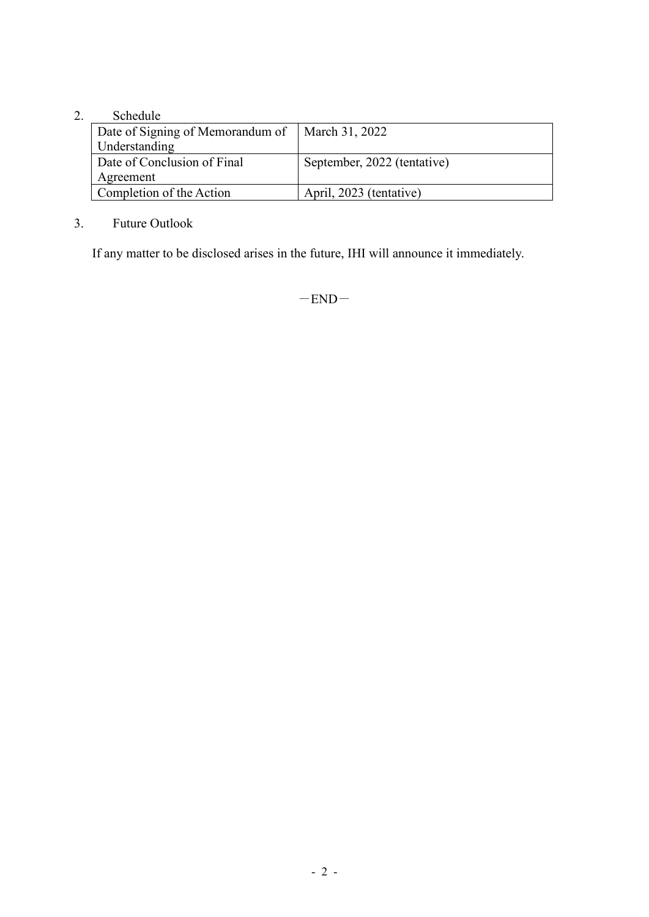2. Schedule

| | |
|---|---|
| Date of Signing of Memorandum of Understanding | March 31, 2022 |
| Date of Conclusion of Final Agreement | September, 2022 (tentative) |
| Completion of the Action | April, 2023 (tentative) |

3. Future Outlook

If any matter to be disclosed arises in the future, IHI will announce it immediately.

－END－